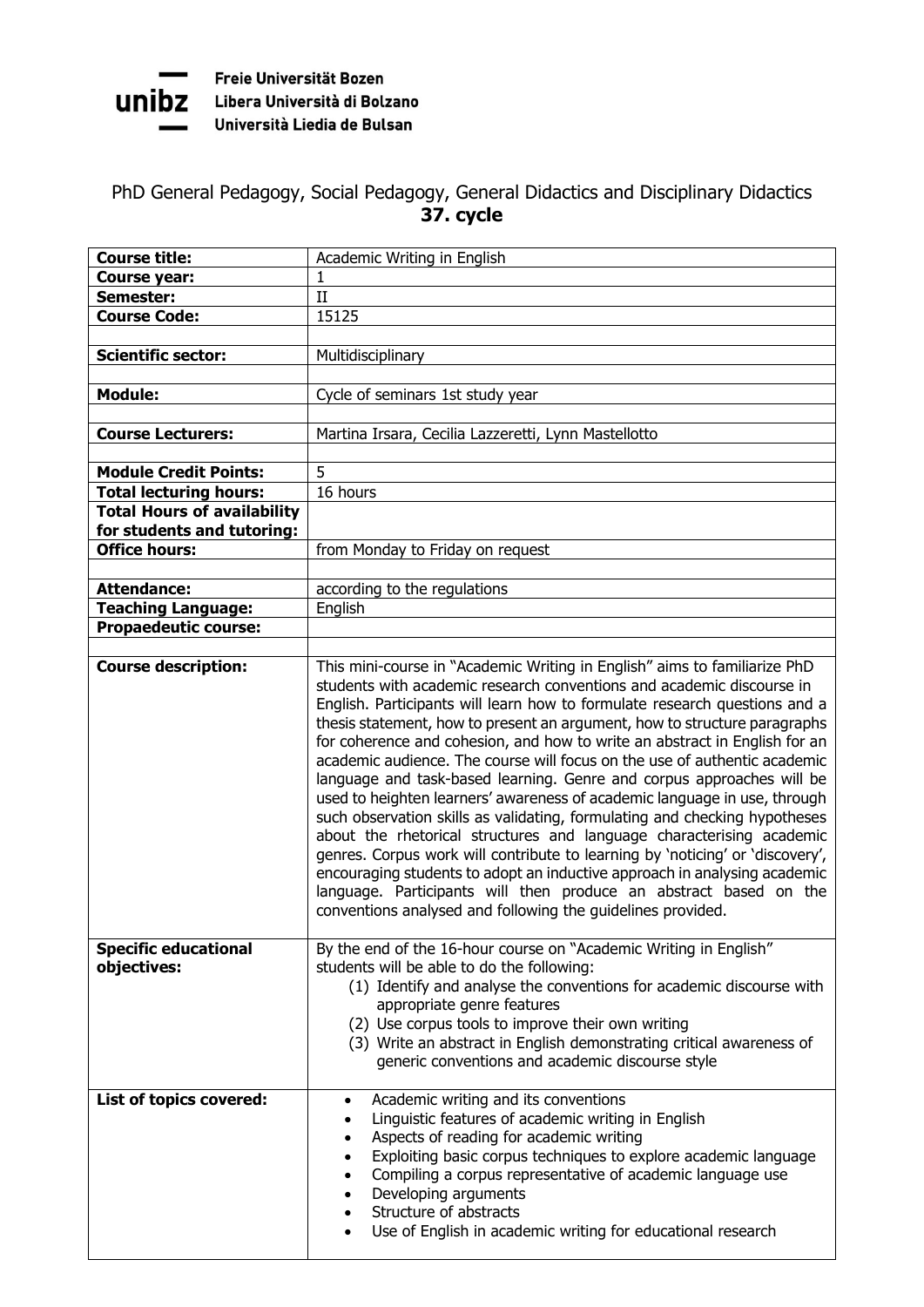Freie Universität Bozen
Libera Università di Bolzano
Università Liedia de Bulsan

## PhD General Pedagogy, Social Pedagogy, General Didactics and Disciplinary Didactics
## 37. cycle

| Field | Content |
|---|---|
| **Course title:** | Academic Writing in English |
| **Course year:** | 1 |
| **Semester:** | II |
| **Course Code:** | 15125 |
| | |
| **Scientific sector:** | Multidisciplinary |
| | |
| **Module:** | Cycle of seminars 1st study year |
| | |
| **Course Lecturers:** | Martina Irsara, Cecilia Lazzeretti, Lynn Mastellotto |
| | |
| **Module Credit Points:** | 5 |
| **Total lecturing hours:** | 16 hours |
| **Total Hours of availability for students and tutoring:** | |
| **Office hours:** | from Monday to Friday on request |
| | |
| **Attendance:** | according to the regulations |
| **Teaching Language:** | English |
| **Propaedeutic course:** | |
| | |
| **Course description:** | This mini-course in "Academic Writing in English" aims to familiarize PhD students with academic research conventions and academic discourse in English. Participants will learn how to formulate research questions and a thesis statement, how to present an argument, how to structure paragraphs for coherence and cohesion, and how to write an abstract in English for an academic audience. The course will focus on the use of authentic academic language and task-based learning. Genre and corpus approaches will be used to heighten learners' awareness of academic language in use, through such observation skills as validating, formulating and checking hypotheses about the rhetorical structures and language characterising academic genres. Corpus work will contribute to learning by 'noticing' or 'discovery', encouraging students to adopt an inductive approach in analysing academic language. Participants will then produce an abstract based on the conventions analysed and following the guidelines provided. |
| **Specific educational objectives:** | By the end of the 16-hour course on "Academic Writing in English" students will be able to do the following:<br>(1) Identify and analyse the conventions for academic discourse with appropriate genre features<br>(2) Use corpus tools to improve their own writing<br>(3) Write an abstract in English demonstrating critical awareness of generic conventions and academic discourse style |
| **List of topics covered:** | • Academic writing and its conventions<br>• Linguistic features of academic writing in English<br>• Aspects of reading for academic writing<br>• Exploiting basic corpus techniques to explore academic language<br>• Compiling a corpus representative of academic language use<br>• Developing arguments<br>• Structure of abstracts<br>• Use of English in academic writing for educational research |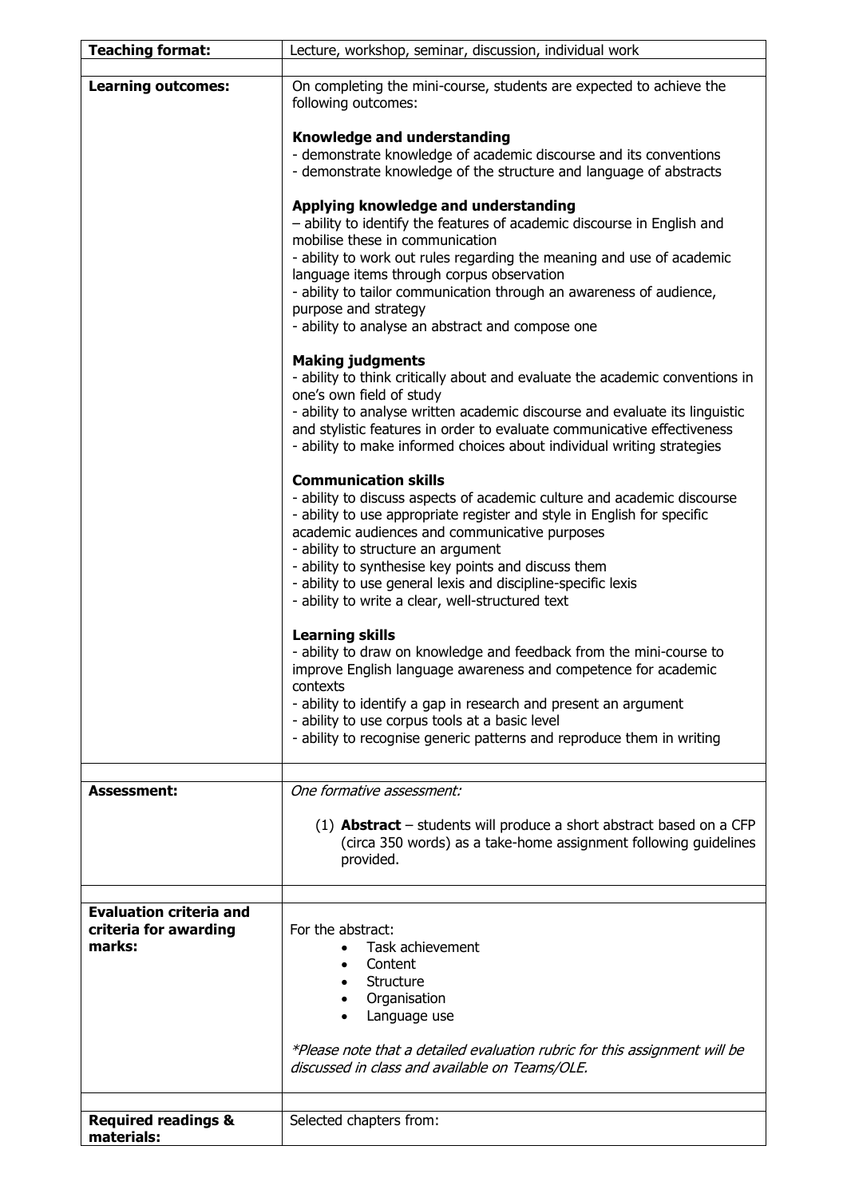| **Teaching format:** | Lecture, workshop, seminar, discussion, individual work |
|---|---|
| | |
| **Learning outcomes:** | On completing the mini-course, students are expected to achieve the following outcomes:<br><br>**Knowledge and understanding**<br>- demonstrate knowledge of academic discourse and its conventions<br>- demonstrate knowledge of the structure and language of abstracts<br><br>**Applying knowledge and understanding**<br>– ability to identify the features of academic discourse in English and mobilise these in communication<br>- ability to work out rules regarding the meaning and use of academic language items through corpus observation<br>- ability to tailor communication through an awareness of audience, purpose and strategy<br>- ability to analyse an abstract and compose one<br><br>**Making judgments**<br>- ability to think critically about and evaluate the academic conventions in one's own field of study<br>- ability to analyse written academic discourse and evaluate its linguistic and stylistic features in order to evaluate communicative effectiveness<br>- ability to make informed choices about individual writing strategies<br><br>**Communication skills**<br>- ability to discuss aspects of academic culture and academic discourse<br>- ability to use appropriate register and style in English for specific academic audiences and communicative purposes<br>- ability to structure an argument<br>- ability to synthesise key points and discuss them<br>- ability to use general lexis and discipline-specific lexis<br>- ability to write a clear, well-structured text<br><br>**Learning skills**<br>- ability to draw on knowledge and feedback from the mini-course to improve English language awareness and competence for academic contexts<br>- ability to identify a gap in research and present an argument<br>- ability to use corpus tools at a basic level<br>- ability to recognise generic patterns and reproduce them in writing |
| | |
| **Assessment:** | *One formative assessment:*<br><br>(1) **Abstract** – students will produce a short abstract based on a CFP (circa 350 words) as a take-home assignment following guidelines provided. |
| | |
| **Evaluation criteria and criteria for awarding marks:** | For the abstract:<br>• Task achievement<br>• Content<br>• Structure<br>• Organisation<br>• Language use<br><br>*\*Please note that a detailed evaluation rubric for this assignment will be discussed in class and available on Teams/OLE.* |
| | |
| **Required readings & materials:** | Selected chapters from: |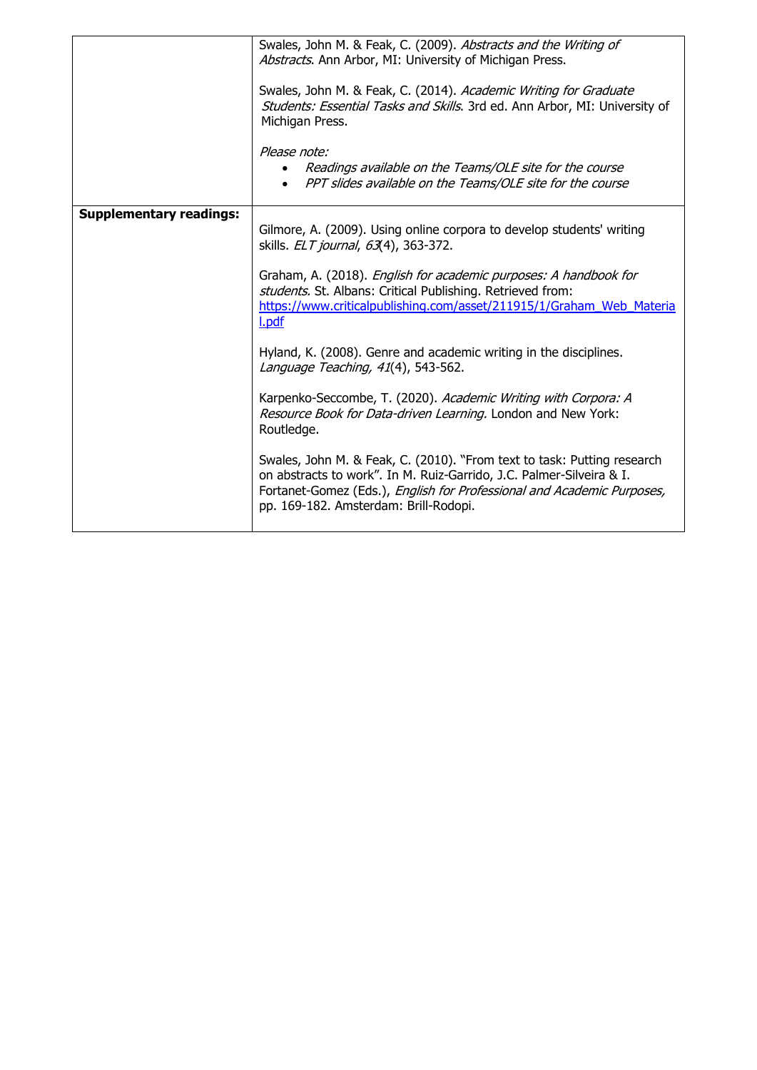| | |
| --- | --- |
| | Swales, John M. & Feak, C. (2009). *Abstracts and the Writing of Abstracts*. Ann Arbor, MI: University of Michigan Press.<br><br>Swales, John M. & Feak, C. (2014). *Academic Writing for Graduate Students: Essential Tasks and Skills*. 3rd ed. Ann Arbor, MI: University of Michigan Press.<br><br>*Please note:*<br>• *Readings available on the Teams/OLE site for the course*<br>• *PPT slides available on the Teams/OLE site for the course* |
| **Supplementary readings:** | Gilmore, A. (2009). Using online corpora to develop students' writing skills. *ELT journal*, *63*(4), 363-372.<br><br>Graham, A. (2018). *English for academic purposes: A handbook for students*. St. Albans: Critical Publishing. Retrieved from: https://www.criticalpublishing.com/asset/211915/1/Graham_Web_Material.pdf<br><br>Hyland, K. (2008). Genre and academic writing in the disciplines. *Language Teaching, 41*(4), 543-562.<br><br>Karpenko-Seccombe, T. (2020). *Academic Writing with Corpora: A Resource Book for Data-driven Learning.* London and New York: Routledge.<br><br>Swales, John M. & Feak, C. (2010). "From text to task: Putting research on abstracts to work". In M. Ruiz-Garrido, J.C. Palmer-Silveira & I. Fortanet-Gomez (Eds.), *English for Professional and Academic Purposes,* pp. 169-182. Amsterdam: Brill-Rodopi. |